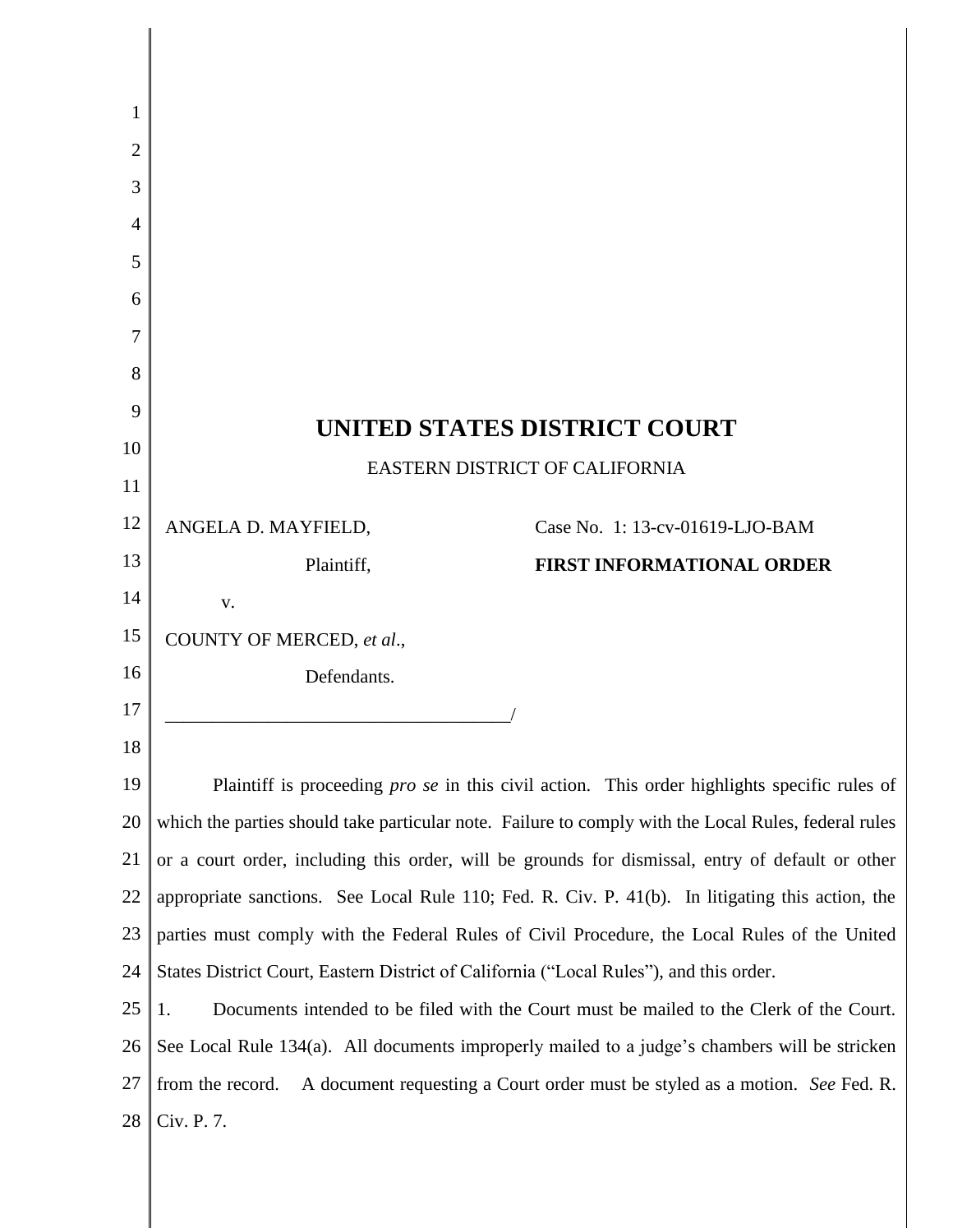# UNITED STATES DISTRICT COURT

EASTERN DISTRICT OF CALIFORNIA

ANGELA D. MAYFIELD,

Plaintiff,

v.

COUNTY OF MERCED, *et al*.,

Defendants.

Case No. 1: 13-cv-01619-LJO-BAM

**FIRST INFORMATIONAL ORDER**

Plaintiff is proceeding *pro se* in this civil action. This order highlights specific rules of which the parties should take particular note. Failure to comply with the Local Rules, federal rules or a court order, including this order, will be grounds for dismissal, entry of default or other appropriate sanctions. See Local Rule 110; Fed. R. Civ. P. 41(b). In litigating this action, the parties must comply with the Federal Rules of Civil Procedure, the Local Rules of the United States District Court, Eastern District of California ("Local Rules"), and this order.

1. Documents intended to be filed with the Court must be mailed to the Clerk of the Court. See Local Rule 134(a). All documents improperly mailed to a judge's chambers will be stricken from the record. A document requesting a Court order must be styled as a motion. *See* Fed. R. Civ. P. 7.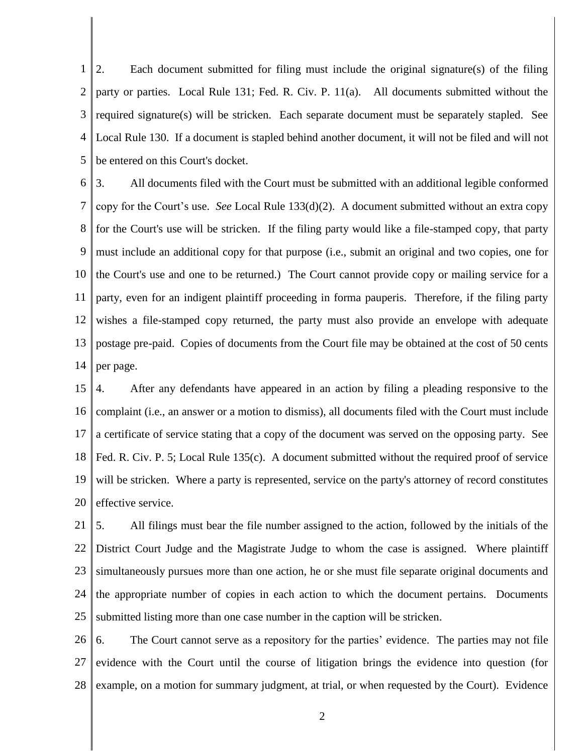2. Each document submitted for filing must include the original signature(s) of the filing party or parties. Local Rule 131; Fed. R. Civ. P. 11(a). All documents submitted without the required signature(s) will be stricken. Each separate document must be separately stapled. See Local Rule 130. If a document is stapled behind another document, it will not be filed and will not be entered on this Court's docket.

3. All documents filed with the Court must be submitted with an additional legible conformed copy for the Court's use. *See* Local Rule 133(d)(2). A document submitted without an extra copy for the Court's use will be stricken. If the filing party would like a file-stamped copy, that party must include an additional copy for that purpose (i.e., submit an original and two copies, one for the Court's use and one to be returned.) The Court cannot provide copy or mailing service for a party, even for an indigent plaintiff proceeding in forma pauperis. Therefore, if the filing party wishes a file-stamped copy returned, the party must also provide an envelope with adequate postage pre-paid. Copies of documents from the Court file may be obtained at the cost of 50 cents per page.

4. After any defendants have appeared in an action by filing a pleading responsive to the complaint (i.e., an answer or a motion to dismiss), all documents filed with the Court must include a certificate of service stating that a copy of the document was served on the opposing party. See Fed. R. Civ. P. 5; Local Rule 135(c). A document submitted without the required proof of service will be stricken. Where a party is represented, service on the party's attorney of record constitutes effective service.

5. All filings must bear the file number assigned to the action, followed by the initials of the District Court Judge and the Magistrate Judge to whom the case is assigned. Where plaintiff simultaneously pursues more than one action, he or she must file separate original documents and the appropriate number of copies in each action to which the document pertains. Documents submitted listing more than one case number in the caption will be stricken.

6. The Court cannot serve as a repository for the parties' evidence. The parties may not file evidence with the Court until the course of litigation brings the evidence into question (for example, on a motion for summary judgment, at trial, or when requested by the Court). Evidence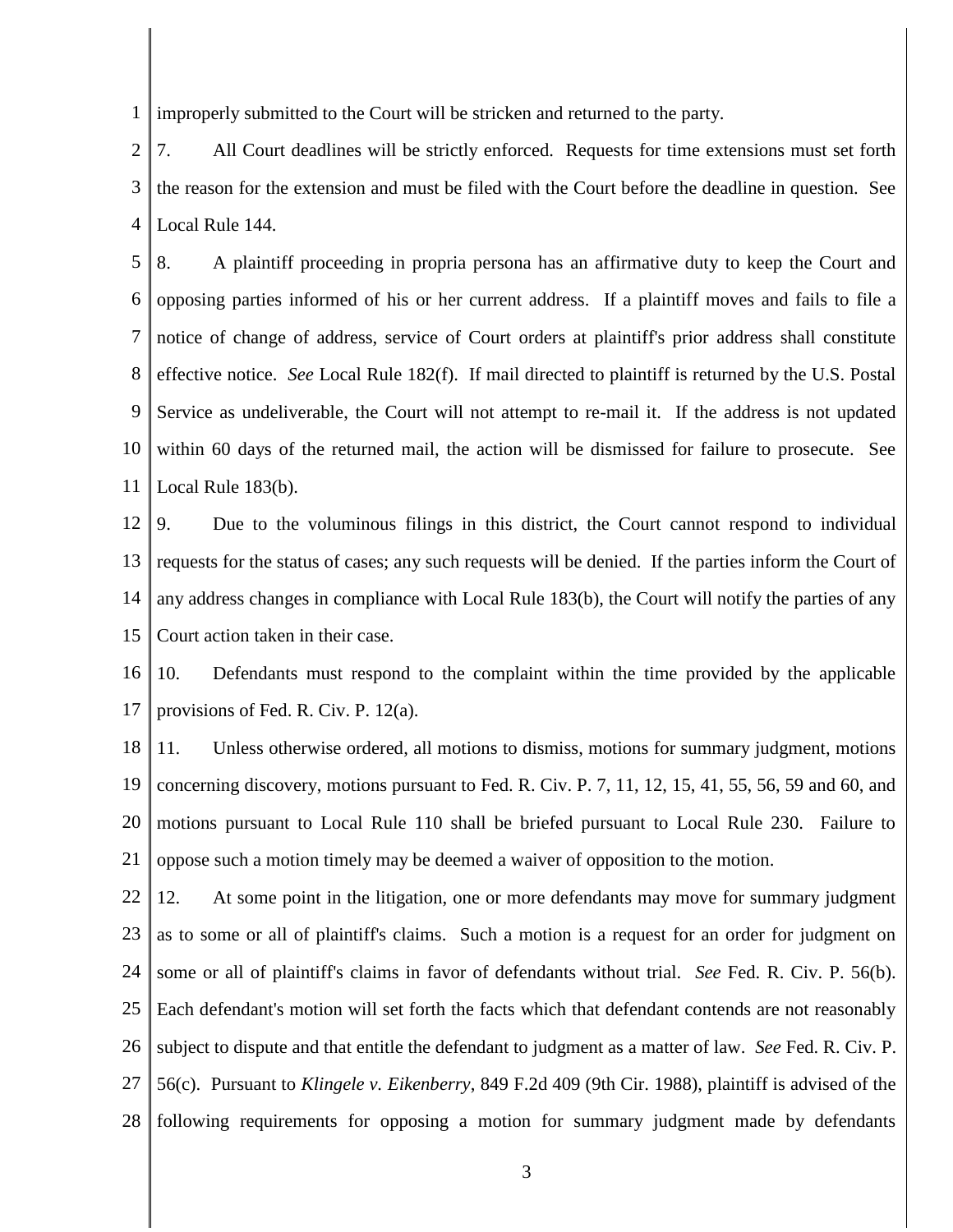improperly submitted to the Court will be stricken and returned to the party.

7. All Court deadlines will be strictly enforced. Requests for time extensions must set forth the reason for the extension and must be filed with the Court before the deadline in question. See Local Rule 144.

8. A plaintiff proceeding in propria persona has an affirmative duty to keep the Court and opposing parties informed of his or her current address. If a plaintiff moves and fails to file a notice of change of address, service of Court orders at plaintiff's prior address shall constitute effective notice. *See* Local Rule 182(f). If mail directed to plaintiff is returned by the U.S. Postal Service as undeliverable, the Court will not attempt to re-mail it. If the address is not updated within 60 days of the returned mail, the action will be dismissed for failure to prosecute. See Local Rule 183(b).

9. Due to the voluminous filings in this district, the Court cannot respond to individual requests for the status of cases; any such requests will be denied. If the parties inform the Court of any address changes in compliance with Local Rule 183(b), the Court will notify the parties of any Court action taken in their case.

10. Defendants must respond to the complaint within the time provided by the applicable provisions of Fed. R. Civ. P. 12(a).

11. Unless otherwise ordered, all motions to dismiss, motions for summary judgment, motions concerning discovery, motions pursuant to Fed. R. Civ. P. 7, 11, 12, 15, 41, 55, 56, 59 and 60, and motions pursuant to Local Rule 110 shall be briefed pursuant to Local Rule 230. Failure to oppose such a motion timely may be deemed a waiver of opposition to the motion.

12. At some point in the litigation, one or more defendants may move for summary judgment as to some or all of plaintiff's claims. Such a motion is a request for an order for judgment on some or all of plaintiff's claims in favor of defendants without trial. *See* Fed. R. Civ. P. 56(b). Each defendant's motion will set forth the facts which that defendant contends are not reasonably subject to dispute and that entitle the defendant to judgment as a matter of law. *See* Fed. R. Civ. P. 56(c). Pursuant to *Klingele v. Eikenberry*, 849 F.2d 409 (9th Cir. 1988), plaintiff is advised of the following requirements for opposing a motion for summary judgment made by defendants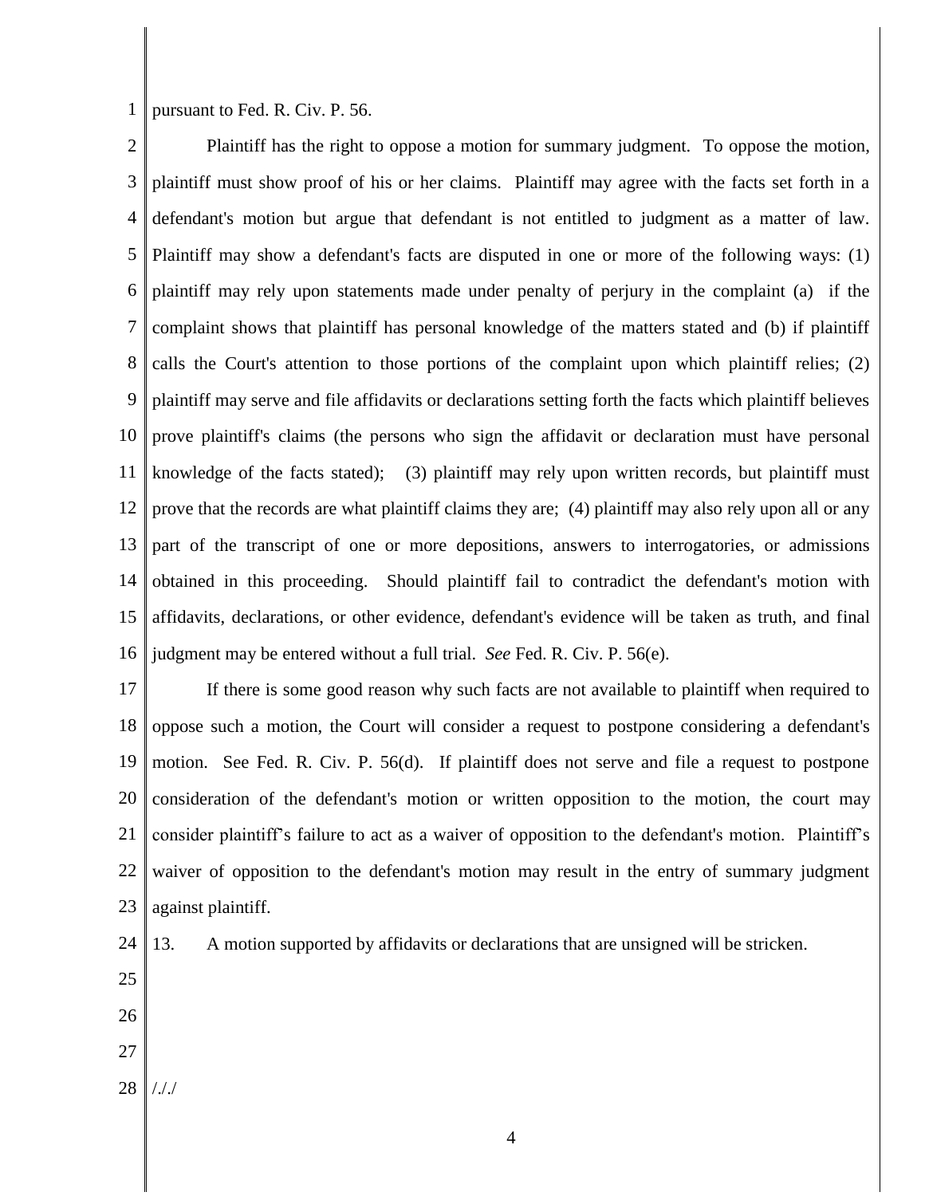pursuant to Fed. R. Civ. P. 56.

Plaintiff has the right to oppose a motion for summary judgment. To oppose the motion, plaintiff must show proof of his or her claims. Plaintiff may agree with the facts set forth in a defendant's motion but argue that defendant is not entitled to judgment as a matter of law. Plaintiff may show a defendant's facts are disputed in one or more of the following ways: (1) plaintiff may rely upon statements made under penalty of perjury in the complaint (a) if the complaint shows that plaintiff has personal knowledge of the matters stated and (b) if plaintiff calls the Court's attention to those portions of the complaint upon which plaintiff relies; (2) plaintiff may serve and file affidavits or declarations setting forth the facts which plaintiff believes prove plaintiff's claims (the persons who sign the affidavit or declaration must have personal knowledge of the facts stated); (3) plaintiff may rely upon written records, but plaintiff must prove that the records are what plaintiff claims they are; (4) plaintiff may also rely upon all or any part of the transcript of one or more depositions, answers to interrogatories, or admissions obtained in this proceeding. Should plaintiff fail to contradict the defendant's motion with affidavits, declarations, or other evidence, defendant's evidence will be taken as truth, and final judgment may be entered without a full trial. *See* Fed. R. Civ. P. 56(e).

If there is some good reason why such facts are not available to plaintiff when required to oppose such a motion, the Court will consider a request to postpone considering a defendant's motion. See Fed. R. Civ. P. 56(d). If plaintiff does not serve and file a request to postpone consideration of the defendant's motion or written opposition to the motion, the court may consider plaintiff's failure to act as a waiver of opposition to the defendant's motion. Plaintiff's waiver of opposition to the defendant's motion may result in the entry of summary judgment against plaintiff.

13. A motion supported by affidavits or declarations that are unsigned will be stricken.

/././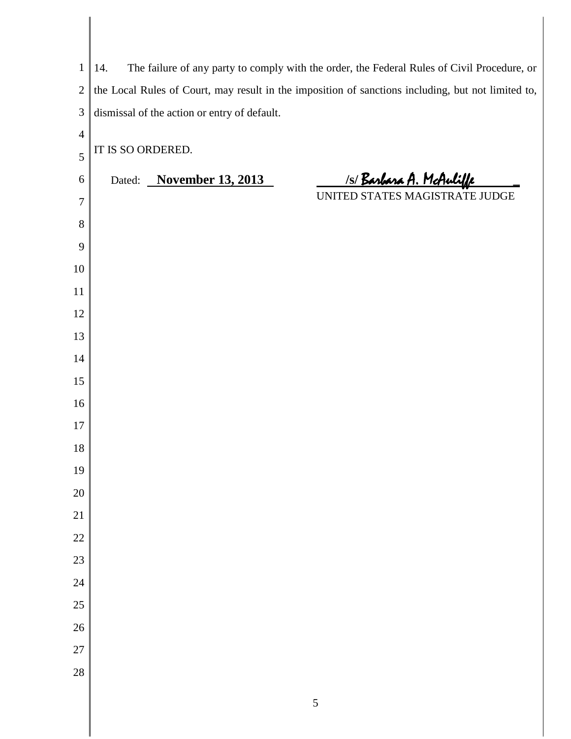14. The failure of any party to comply with the order, the Federal Rules of Civil Procedure, or the Local Rules of Court, may result in the imposition of sanctions including, but not limited to, dismissal of the action or entry of default.

IT IS SO ORDERED.

Dated: **November 13, 2013**

/s/ Barbara A. McAuliffe

UNITED STATES MAGISTRATE JUDGE